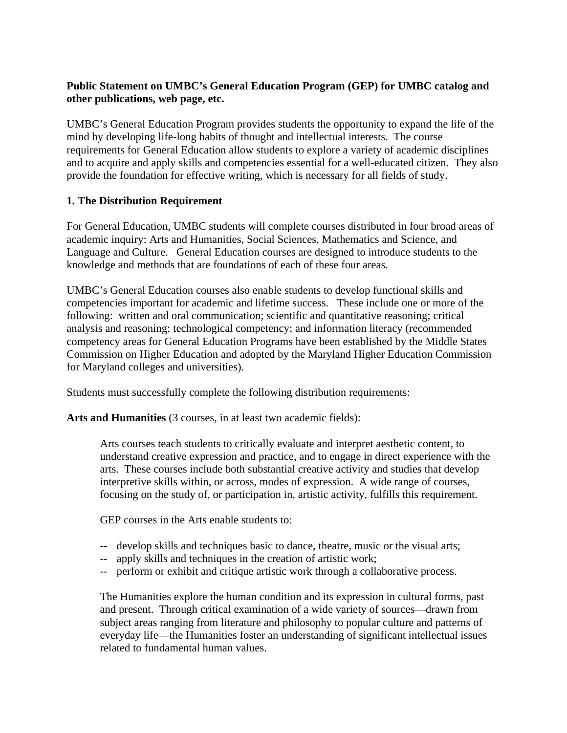**Public Statement on UMBC's General Education Program (GEP) for UMBC catalog and other publications, web page, etc.**

UMBC's General Education Program provides students the opportunity to expand the life of the mind by developing life-long habits of thought and intellectual interests. The course requirements for General Education allow students to explore a variety of academic disciplines and to acquire and apply skills and competencies essential for a well-educated citizen. They also provide the foundation for effective writing, which is necessary for all fields of study.

**1. The Distribution Requirement**

For General Education, UMBC students will complete courses distributed in four broad areas of academic inquiry: Arts and Humanities, Social Sciences, Mathematics and Science, and Language and Culture. General Education courses are designed to introduce students to the knowledge and methods that are foundations of each of these four areas.

UMBC's General Education courses also enable students to develop functional skills and competencies important for academic and lifetime success. These include one or more of the following: written and oral communication; scientific and quantitative reasoning; critical analysis and reasoning; technological competency; and information literacy (recommended competency areas for General Education Programs have been established by the Middle States Commission on Higher Education and adopted by the Maryland Higher Education Commission for Maryland colleges and universities).

Students must successfully complete the following distribution requirements:

**Arts and Humanities** (3 courses, in at least two academic fields):

Arts courses teach students to critically evaluate and interpret aesthetic content, to understand creative expression and practice, and to engage in direct experience with the arts. These courses include both substantial creative activity and studies that develop interpretive skills within, or across, modes of expression. A wide range of courses, focusing on the study of, or participation in, artistic activity, fulfills this requirement.

GEP courses in the Arts enable students to:

-- develop skills and techniques basic to dance, theatre, music or the visual arts;
-- apply skills and techniques in the creation of artistic work;
-- perform or exhibit and critique artistic work through a collaborative process.

The Humanities explore the human condition and its expression in cultural forms, past and present. Through critical examination of a wide variety of sources—drawn from subject areas ranging from literature and philosophy to popular culture and patterns of everyday life—the Humanities foster an understanding of significant intellectual issues related to fundamental human values.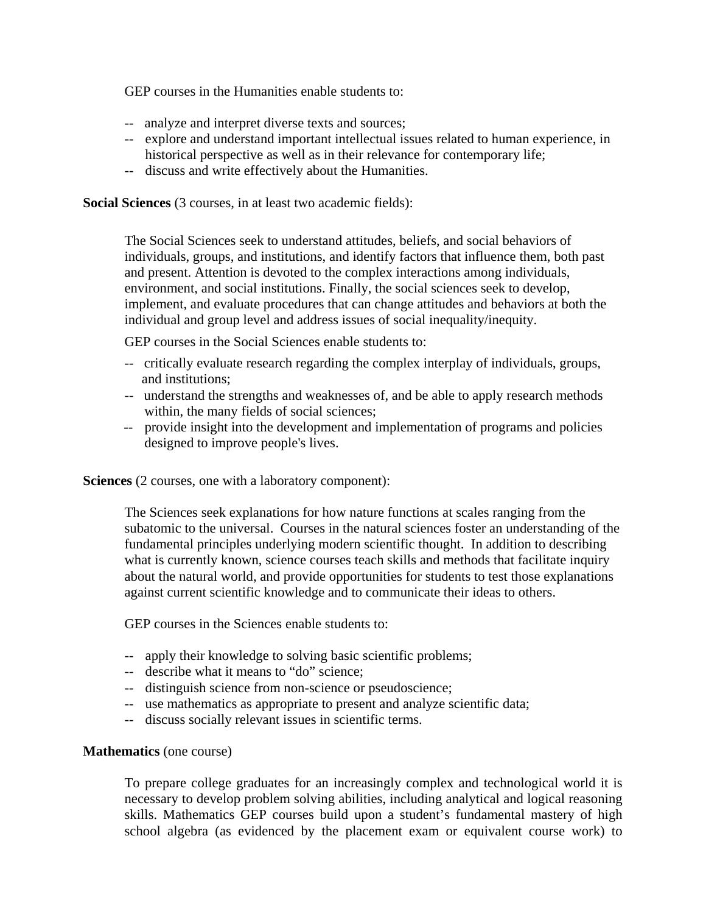GEP courses in the Humanities enable students to:

- analyze and interpret diverse texts and sources;
- explore and understand important intellectual issues related to human experience, in historical perspective as well as in their relevance for contemporary life;
- discuss and write effectively about the Humanities.

**Social Sciences** (3 courses, in at least two academic fields):

The Social Sciences seek to understand attitudes, beliefs, and social behaviors of individuals, groups, and institutions, and identify factors that influence them, both past and present. Attention is devoted to the complex interactions among individuals, environment, and social institutions. Finally, the social sciences seek to develop, implement, and evaluate procedures that can change attitudes and behaviors at both the individual and group level and address issues of social inequality/inequity.

GEP courses in the Social Sciences enable students to:

- critically evaluate research regarding the complex interplay of individuals, groups, and institutions;
- understand the strengths and weaknesses of, and be able to apply research methods within, the many fields of social sciences;
- provide insight into the development and implementation of programs and policies designed to improve people's lives.

**Sciences** (2 courses, one with a laboratory component):

The Sciences seek explanations for how nature functions at scales ranging from the subatomic to the universal. Courses in the natural sciences foster an understanding of the fundamental principles underlying modern scientific thought. In addition to describing what is currently known, science courses teach skills and methods that facilitate inquiry about the natural world, and provide opportunities for students to test those explanations against current scientific knowledge and to communicate their ideas to others.

GEP courses in the Sciences enable students to:

- apply their knowledge to solving basic scientific problems;
- describe what it means to "do" science;
- distinguish science from non-science or pseudoscience;
- use mathematics as appropriate to present and analyze scientific data;
- discuss socially relevant issues in scientific terms.

**Mathematics** (one course)

To prepare college graduates for an increasingly complex and technological world it is necessary to develop problem solving abilities, including analytical and logical reasoning skills. Mathematics GEP courses build upon a student's fundamental mastery of high school algebra (as evidenced by the placement exam or equivalent course work) to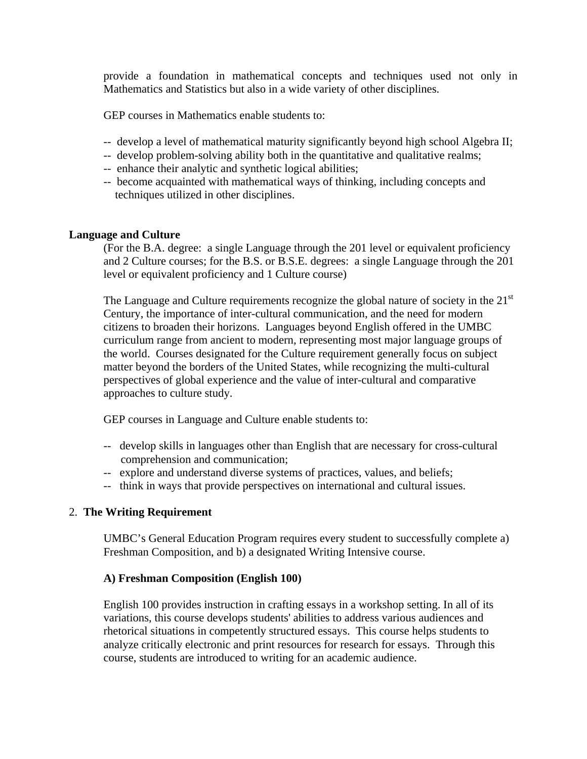provide a foundation in mathematical concepts and techniques used not only in Mathematics and Statistics but also in a wide variety of other disciplines.

GEP courses in Mathematics enable students to:

-- develop a level of mathematical maturity significantly beyond high school Algebra II;
-- develop problem-solving ability both in the quantitative and qualitative realms;
-- enhance their analytic and synthetic logical abilities;
-- become acquainted with mathematical ways of thinking, including concepts and techniques utilized in other disciplines.

**Language and Culture**

(For the B.A. degree: a single Language through the 201 level or equivalent proficiency and 2 Culture courses; for the B.S. or B.S.E. degrees: a single Language through the 201 level or equivalent proficiency and 1 Culture course)

The Language and Culture requirements recognize the global nature of society in the 21st Century, the importance of inter-cultural communication, and the need for modern citizens to broaden their horizons. Languages beyond English offered in the UMBC curriculum range from ancient to modern, representing most major language groups of the world. Courses designated for the Culture requirement generally focus on subject matter beyond the borders of the United States, while recognizing the multi-cultural perspectives of global experience and the value of inter-cultural and comparative approaches to culture study.

GEP courses in Language and Culture enable students to:

-- develop skills in languages other than English that are necessary for cross-cultural comprehension and communication;
-- explore and understand diverse systems of practices, values, and beliefs;
-- think in ways that provide perspectives on international and cultural issues.

2. **The Writing Requirement**

UMBC's General Education Program requires every student to successfully complete a) Freshman Composition, and b) a designated Writing Intensive course.

**A) Freshman Composition (English 100)**

English 100 provides instruction in crafting essays in a workshop setting. In all of its variations, this course develops students' abilities to address various audiences and rhetorical situations in competently structured essays. This course helps students to analyze critically electronic and print resources for research for essays. Through this course, students are introduced to writing for an academic audience.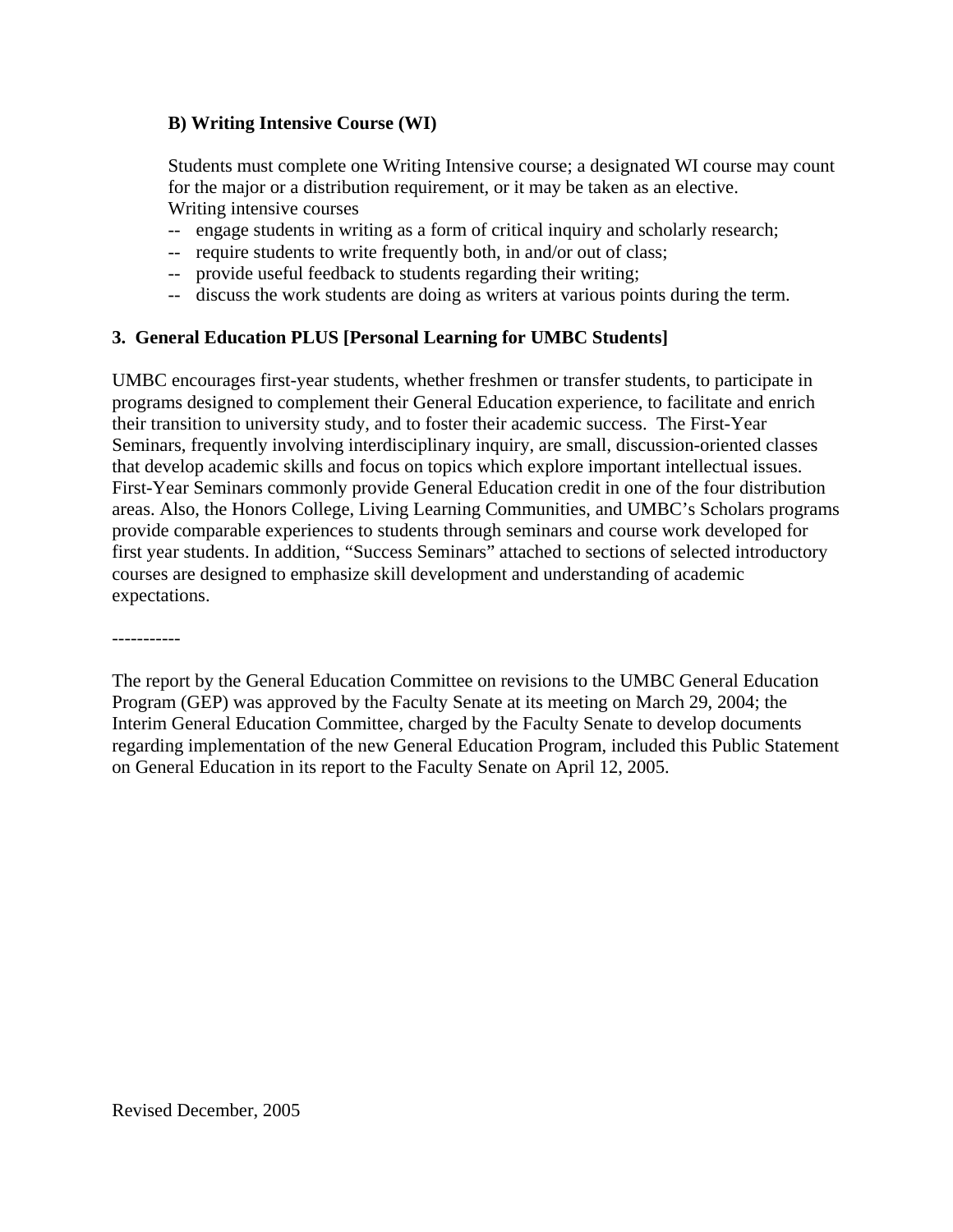### B) Writing Intensive Course (WI)

Students must complete one Writing Intensive course; a designated WI course may count for the major or a distribution requirement, or it may be taken as an elective.
Writing intensive courses

- engage students in writing as a form of critical inquiry and scholarly research;
- require students to write frequently both, in and/or out of class;
- provide useful feedback to students regarding their writing;
- discuss the work students are doing as writers at various points during the term.

## 3. General Education PLUS [Personal Learning for UMBC Students]

UMBC encourages first-year students, whether freshmen or transfer students, to participate in programs designed to complement their General Education experience, to facilitate and enrich their transition to university study, and to foster their academic success. The First-Year Seminars, frequently involving interdisciplinary inquiry, are small, discussion-oriented classes that develop academic skills and focus on topics which explore important intellectual issues. First-Year Seminars commonly provide General Education credit in one of the four distribution areas. Also, the Honors College, Living Learning Communities, and UMBC's Scholars programs provide comparable experiences to students through seminars and course work developed for first year students. In addition, "Success Seminars" attached to sections of selected introductory courses are designed to emphasize skill development and understanding of academic expectations.

-----------

The report by the General Education Committee on revisions to the UMBC General Education Program (GEP) was approved by the Faculty Senate at its meeting on March 29, 2004; the Interim General Education Committee, charged by the Faculty Senate to develop documents regarding implementation of the new General Education Program, included this Public Statement on General Education in its report to the Faculty Senate on April 12, 2005.

Revised December, 2005